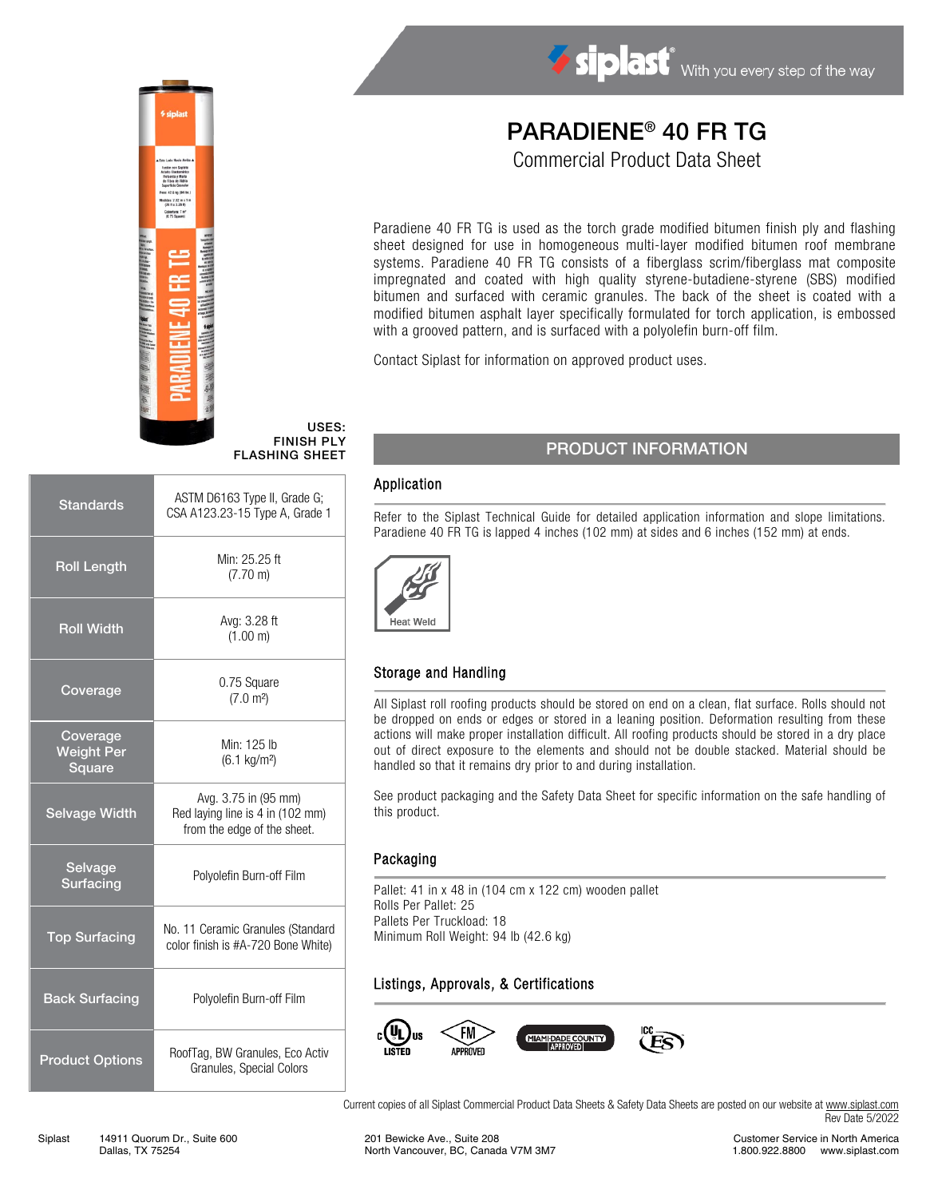siplast® With you every step of the way

# PARADIENE® 40 FR TG

## Commercial Product Data Sheet

Paradiene 40 FR TG is used as the torch grade modified bitumen finish ply and flashing sheet designed for use in homogeneous multi-layer modified bitumen roof membrane systems. Paradiene 40 FR TG consists of a fiberglass scrim/fiberglass mat composite impregnated and coated with high quality styrene-butadiene-styrene (SBS) modified bitumen and surfaced with ceramic granules. The back of the sheet is coated with a modified bitumen asphalt layer specifically formulated for torch application, is embossed with a grooved pattern, and is surfaced with a polyolefin burn-off film.

Contact Siplast for information on approved product uses.

**USES:**
**FINISH PLY**
**FLASHING SHEET**

| | |
|---|---|
| Standards | ASTM D6163 Type II, Grade G; CSA A123.23-15 Type A, Grade 1 |
| Roll Length | Min: 25.25 ft (7.70 m) |
| Roll Width | Avg: 3.28 ft (1.00 m) |
| Coverage | 0.75 Square (7.0 m²) |
| Coverage Weight Per Square | Min: 125 lb (6.1 kg/m²) |
| Selvage Width | Avg. 3.75 in (95 mm) Red laying line is 4 in (102 mm) from the edge of the sheet. |
| Selvage Surfacing | Polyolefin Burn-off Film |
| Top Surfacing | No. 11 Ceramic Granules (Standard color finish is #A-720 Bone White) |
| Back Surfacing | Polyolefin Burn-off Film |
| Product Options | RoofTag, BW Granules, Eco Activ Granules, Special Colors |

## PRODUCT INFORMATION

### Application

Refer to the Siplast Technical Guide for detailed application information and slope limitations. Paradiene 40 FR TG is lapped 4 inches (102 mm) at sides and 6 inches (152 mm) at ends.

Heat Weld

### Storage and Handling

All Siplast roll roofing products should be stored on end on a clean, flat surface. Rolls should not be dropped on ends or edges or stored in a leaning position. Deformation resulting from these actions will make proper installation difficult. All roofing products should be stored in a dry place out of direct exposure to the elements and should not be double stacked. Material should be handled so that it remains dry prior to and during installation.

See product packaging and the Safety Data Sheet for specific information on the safe handling of this product.

### Packaging

Pallet: 41 in x 48 in (104 cm x 122 cm) wooden pallet
Rolls Per Pallet: 25
Pallets Per Truckload: 18
Minimum Roll Weight: 94 lb (42.6 kg)

### Listings, Approvals, & Certifications

c UL us LISTED
FM APPROVED
MIAMI-DADE COUNTY APPROVED
ICC ES

Current copies of all Siplast Commercial Product Data Sheets & Safety Data Sheets are posted on our website at www.siplast.com
Rev Date 5/2022

Siplast 14911 Quorum Dr., Suite 600 Dallas, TX 75254
201 Bewicke Ave., Suite 208 North Vancouver, BC, Canada V7M 3M7
Customer Service in North America 1.800.922.8800 www.siplast.com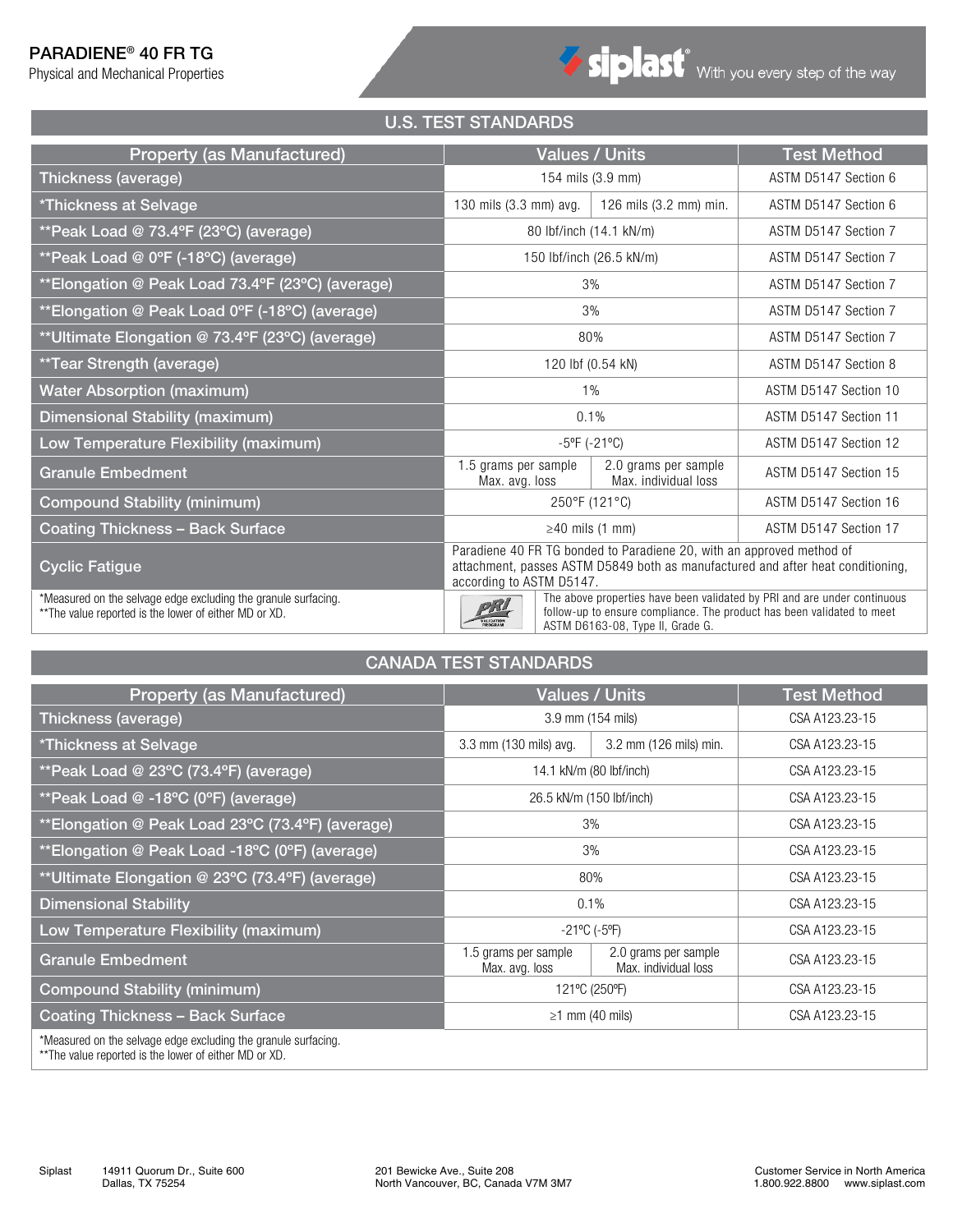# PARADIENE® 40 FR TG

Physical and Mechanical Properties

## U.S. TEST STANDARDS

| Property (as Manufactured) | Values / Units | | Test Method |
|---|---|---|---|
| Thickness (average) | 154 mils (3.9 mm) | | ASTM D5147 Section 6 |
| *Thickness at Selvage | 130 mils (3.3 mm) avg. | 126 mils (3.2 mm) min. | ASTM D5147 Section 6 |
| **Peak Load @ 73.4°F (23°C) (average) | 80 lbf/inch (14.1 kN/m) | | ASTM D5147 Section 7 |
| **Peak Load @ 0°F (-18°C) (average) | 150 lbf/inch (26.5 kN/m) | | ASTM D5147 Section 7 |
| **Elongation @ Peak Load 73.4°F (23°C) (average) | 3% | | ASTM D5147 Section 7 |
| **Elongation @ Peak Load 0°F (-18°C) (average) | 3% | | ASTM D5147 Section 7 |
| **Ultimate Elongation @ 73.4°F (23°C) (average) | 80% | | ASTM D5147 Section 7 |
| **Tear Strength (average) | 120 lbf (0.54 kN) | | ASTM D5147 Section 8 |
| Water Absorption (maximum) | 1% | | ASTM D5147 Section 10 |
| Dimensional Stability (maximum) | 0.1% | | ASTM D5147 Section 11 |
| Low Temperature Flexibility (maximum) | -5ºF (-21ºC) | | ASTM D5147 Section 12 |
| Granule Embedment | 1.5 grams per sample Max. avg. loss | 2.0 grams per sample Max. individual loss | ASTM D5147 Section 15 |
| Compound Stability (minimum) | 250°F (121°C) | | ASTM D5147 Section 16 |
| Coating Thickness – Back Surface | ≥40 mils (1 mm) | | ASTM D5147 Section 17 |
| Cyclic Fatigue | Paradiene 40 FR TG bonded to Paradiene 20, with an approved method of attachment, passes ASTM D5849 both as manufactured and after heat conditioning, according to ASTM D5147. | | |

*Measured on the selvage edge excluding the granule surfacing.
**The value reported is the lower of either MD or XD.

The above properties have been validated by PRI and are under continuous follow-up to ensure compliance. The product has been validated to meet ASTM D6163-08, Type II, Grade G.

## CANADA TEST STANDARDS

| Property (as Manufactured) | Values / Units | | Test Method |
|---|---|---|---|
| Thickness (average) | 3.9 mm (154 mils) | | CSA A123.23-15 |
| *Thickness at Selvage | 3.3 mm (130 mils) avg. | 3.2 mm (126 mils) min. | CSA A123.23-15 |
| **Peak Load @ 23ºC (73.4ºF) (average) | 14.1 kN/m (80 lbf/inch) | | CSA A123.23-15 |
| **Peak Load @ -18ºC (0ºF) (average) | 26.5 kN/m (150 lbf/inch) | | CSA A123.23-15 |
| **Elongation @ Peak Load 23ºC (73.4ºF) (average) | 3% | | CSA A123.23-15 |
| **Elongation @ Peak Load -18ºC (0ºF) (average) | 3% | | CSA A123.23-15 |
| **Ultimate Elongation @ 23ºC (73.4ºF) (average) | 80% | | CSA A123.23-15 |
| Dimensional Stability | 0.1% | | CSA A123.23-15 |
| Low Temperature Flexibility (maximum) | -21ºC (-5ºF) | | CSA A123.23-15 |
| Granule Embedment | 1.5 grams per sample Max. avg. loss | 2.0 grams per sample Max. individual loss | CSA A123.23-15 |
| Compound Stability (minimum) | 121ºC (250ºF) | | CSA A123.23-15 |
| Coating Thickness – Back Surface | ≥1 mm (40 mils) | | CSA A123.23-15 |

*Measured on the selvage edge excluding the granule surfacing.
**The value reported is the lower of either MD or XD.

Siplast 14911 Quorum Dr., Suite 600 Dallas, TX 75254

201 Bewicke Ave., Suite 208 North Vancouver, BC, Canada V7M 3M7

Customer Service in North America 1.800.922.8800 www.siplast.com